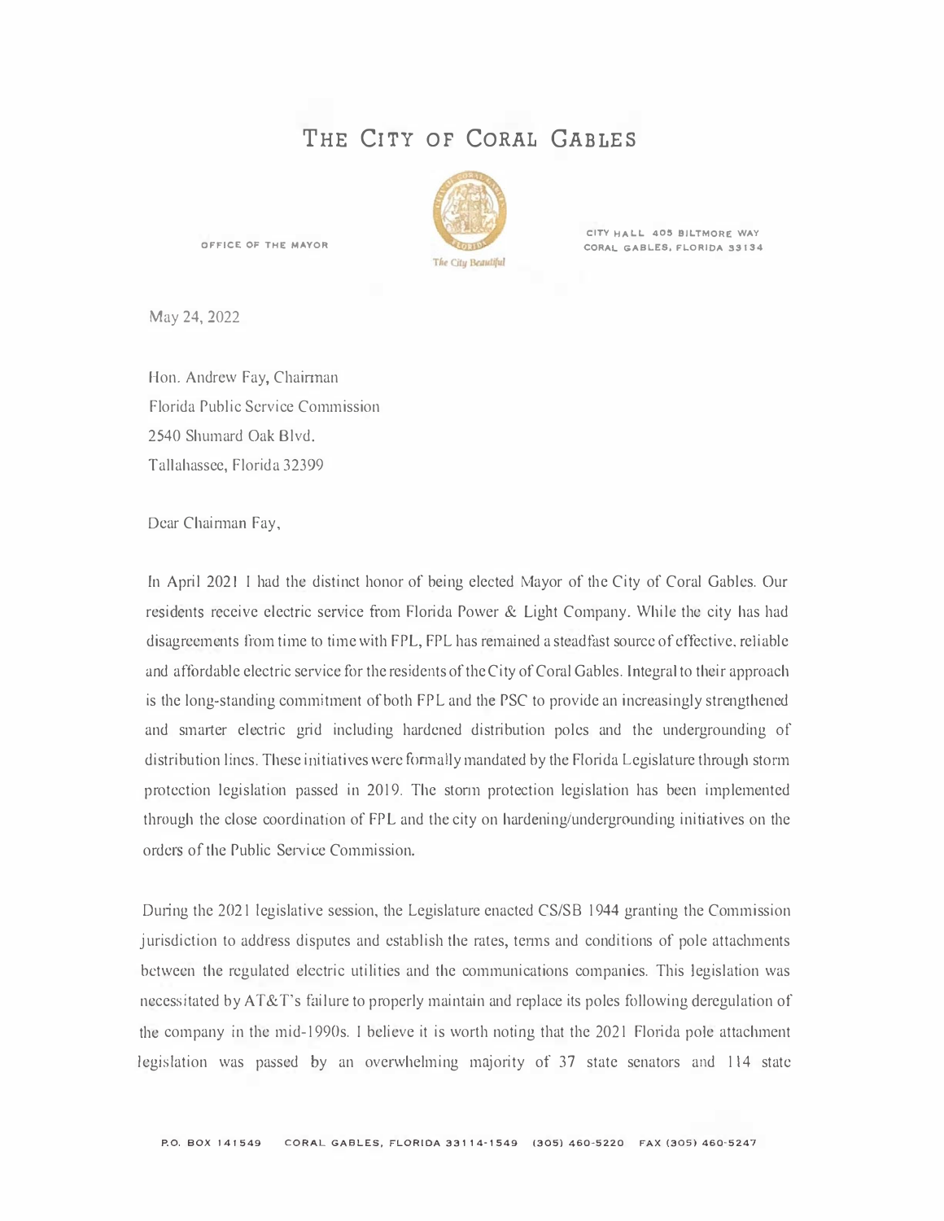# The City of Coral Gables

OFFICE OF THE MAYOR

The City Beautiful

CITY HALL 405 BILTMORE WAY
CORAL GABLES, FLORIDA 33134

May 24, 2022

Hon. Andrew Fay, Chairman
Florida Public Service Commission
2540 Shumard Oak Blvd.
Tallahassee, Florida 32399

Dear Chairman Fay,

In April 2021 I had the distinct honor of being elected Mayor of the City of Coral Gables. Our residents receive electric service from Florida Power & Light Company. While the city has had disagreements from time to time with FPL, FPL has remained a steadfast source of effective, reliable and affordable electric service for the residents of the City of Coral Gables. Integral to their approach is the long-standing commitment of both FPL and the PSC to provide an increasingly strengthened and smarter electric grid including hardened distribution poles and the undergrounding of distribution lines. These initiatives were formally mandated by the Florida Legislature through storm protection legislation passed in 2019. The storm protection legislation has been implemented through the close coordination of FPL and the city on hardening/undergrounding initiatives on the orders of the Public Service Commission.

During the 2021 legislative session, the Legislature enacted CS/SB 1944 granting the Commission jurisdiction to address disputes and establish the rates, terms and conditions of pole attachments between the regulated electric utilities and the communications companies. This legislation was necessitated by AT&T's failure to properly maintain and replace its poles following deregulation of the company in the mid-1990s. I believe it is worth noting that the 2021 Florida pole attachment legislation was passed by an overwhelming majority of 37 state senators and 114 state

P.O. BOX 141549 CORAL GABLES, FLORIDA 33114-1549 (305) 460-5220 FAX (305) 460-5247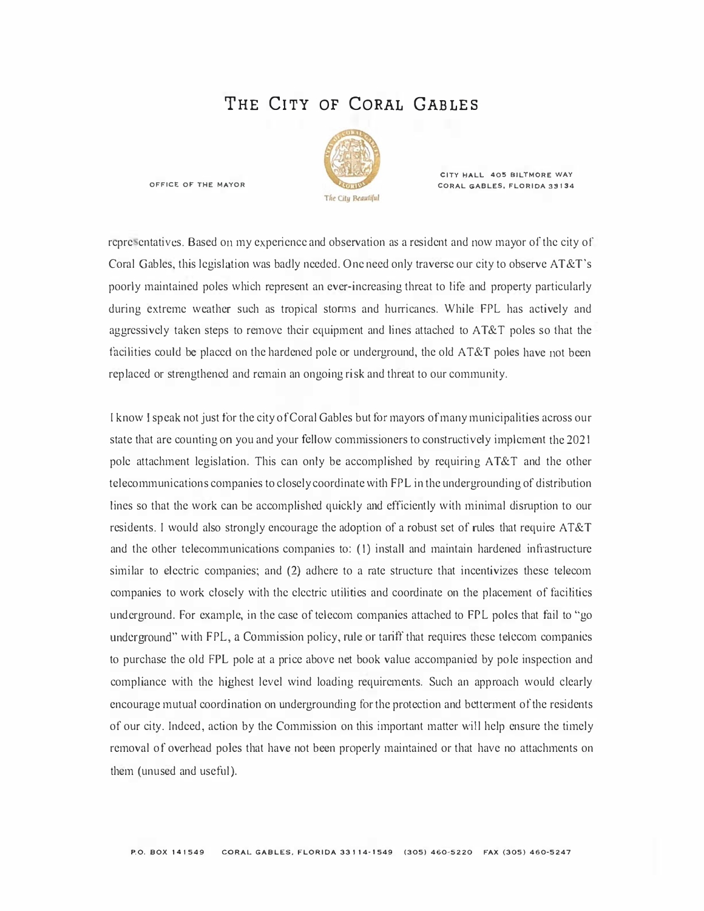representatives. Based on my experience and observation as a resident and now mayor of the city of Coral Gables, this legislation was badly needed. One need only traverse our city to observe AT&T's poorly maintained poles which represent an ever-increasing threat to life and property particularly during extreme weather such as tropical storms and hurricanes. While FPL has actively and aggressively taken steps to remove their equipment and lines attached to AT&T poles so that the facilities could be placed on the hardened pole or underground, the old AT&T poles have not been replaced or strengthened and remain an ongoing risk and threat to our community.

I know I speak not just for the city of Coral Gables but for mayors of many municipalities across our state that are counting on you and your fellow commissioners to constructively implement the 2021 pole attachment legislation. This can only be accomplished by requiring AT&T and the other telecommunications companies to closely coordinate with FPL in the undergrounding of distribution lines so that the work can be accomplished quickly and efficiently with minimal disruption to our residents. I would also strongly encourage the adoption of a robust set of rules that require AT&T and the other telecommunications companies to: (1) install and maintain hardened infrastructure similar to electric companies; and (2) adhere to a rate structure that incentivizes these telecom companies to work closely with the electric utilities and coordinate on the placement of facilities underground. For example, in the case of telecom companies attached to FPL poles that fail to "go underground" with FPL, a Commission policy, rule or tariff that requires these telecom companies to purchase the old FPL pole at a price above net book value accompanied by pole inspection and compliance with the highest level wind loading requirements. Such an approach would clearly encourage mutual coordination on undergrounding for the protection and betterment of the residents of our city. Indeed, action by the Commission on this important matter will help ensure the timely removal of overhead poles that have not been properly maintained or that have no attachments on them (unused and useful).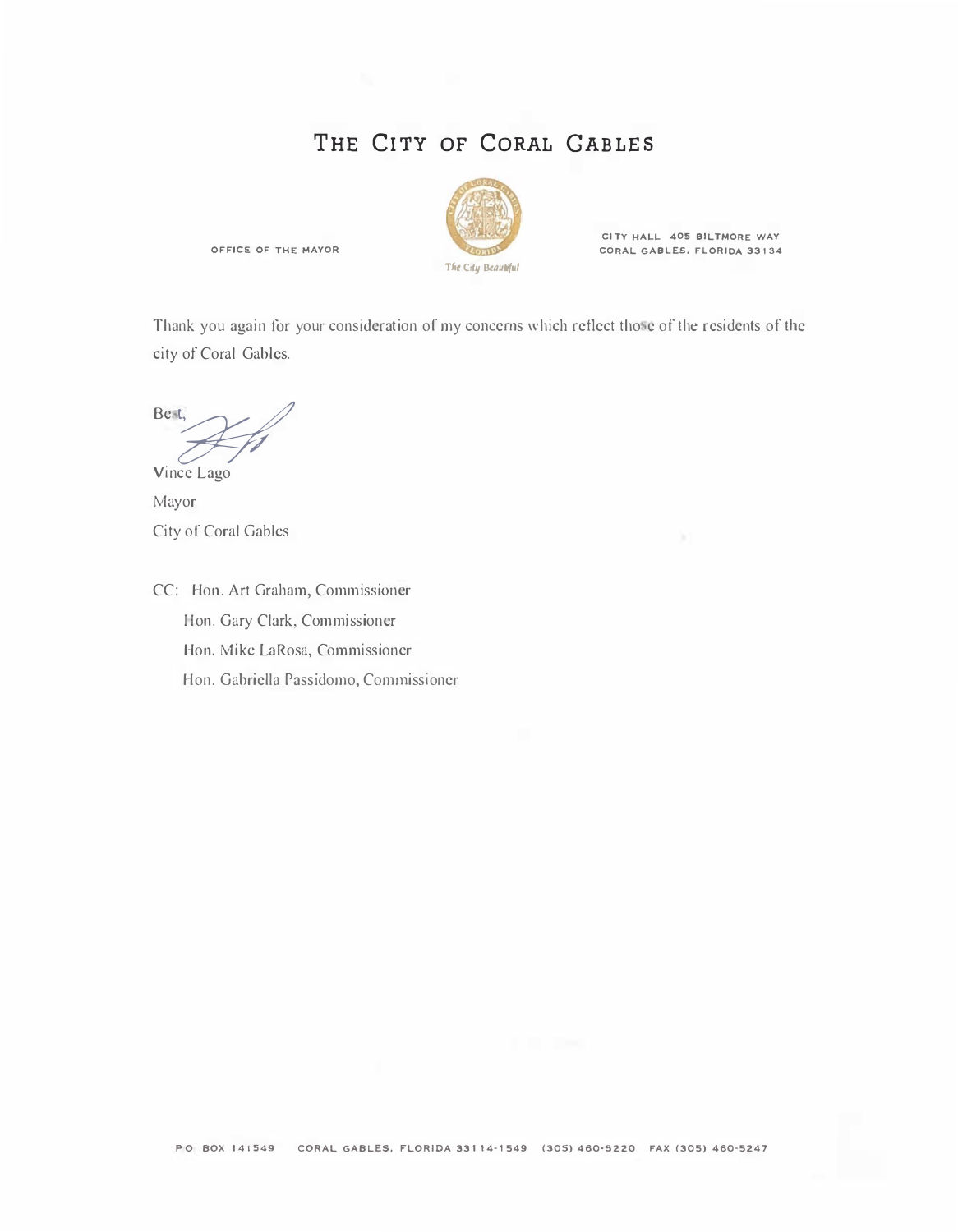# THE CITY OF CORAL GABLES

OFFICE OF THE MAYOR

*The City Beautiful*

CITY HALL 405 BILTMORE WAY
CORAL GABLES, FLORIDA 33134

Thank you again for your consideration of my concerns which reflect those of the residents of the city of Coral Gables.

Best,

Vince Lago
Mayor
City of Coral Gables

CC: Hon. Art Graham, Commissioner
Hon. Gary Clark, Commissioner
Hon. Mike LaRosa, Commissioner
Hon. Gabriella Passidomo, Commissioner

P.O. BOX 141549 CORAL GABLES, FLORIDA 33114-1549 (305) 460-5220 FAX (305) 460-5247